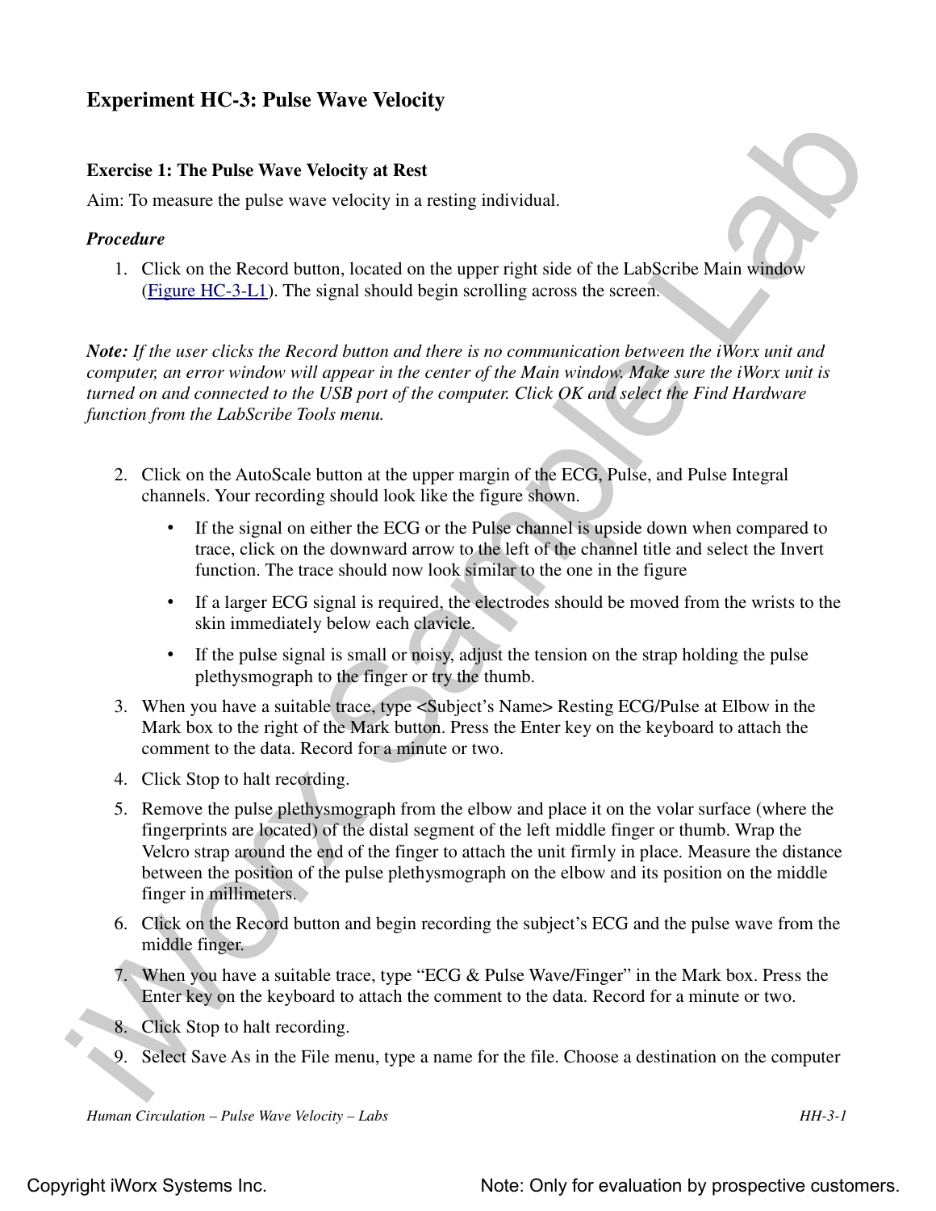# Experiment HC-3: Pulse Wave Velocity

## Exercise 1: The Pulse Wave Velocity at Rest

Aim: To measure the pulse wave velocity in a resting individual.

### *Procedure*

1. Click on the Record button, located on the upper right side of the LabScribe Main window (Figure HC-3-L1). The signal should begin scrolling across the screen.

***Note:*** *If the user clicks the Record button and there is no communication between the iWorx unit and computer, an error window will appear in the center of the Main window. Make sure the iWorx unit is turned on and connected to the USB port of the computer. Click OK and select the Find Hardware function from the LabScribe Tools menu.*

2. Click on the AutoScale button at the upper margin of the ECG, Pulse, and Pulse Integral channels. Your recording should look like the figure shown.
   - If the signal on either the ECG or the Pulse channel is upside down when compared to trace, click on the downward arrow to the left of the channel title and select the Invert function. The trace should now look similar to the one in the figure
   - If a larger ECG signal is required, the electrodes should be moved from the wrists to the skin immediately below each clavicle.
   - If the pulse signal is small or noisy, adjust the tension on the strap holding the pulse plethysmograph to the finger or try the thumb.
3. When you have a suitable trace, type <Subject's Name> Resting ECG/Pulse at Elbow in the Mark box to the right of the Mark button. Press the Enter key on the keyboard to attach the comment to the data. Record for a minute or two.
4. Click Stop to halt recording.
5. Remove the pulse plethysmograph from the elbow and place it on the volar surface (where the fingerprints are located) of the distal segment of the left middle finger or thumb. Wrap the Velcro strap around the end of the finger to attach the unit firmly in place. Measure the distance between the position of the pulse plethysmograph on the elbow and its position on the middle finger in millimeters.
6. Click on the Record button and begin recording the subject's ECG and the pulse wave from the middle finger.
7. When you have a suitable trace, type "ECG & Pulse Wave/Finger" in the Mark box. Press the Enter key on the keyboard to attach the comment to the data. Record for a minute or two.
8. Click Stop to halt recording.
9. Select Save As in the File menu, type a name for the file. Choose a destination on the computer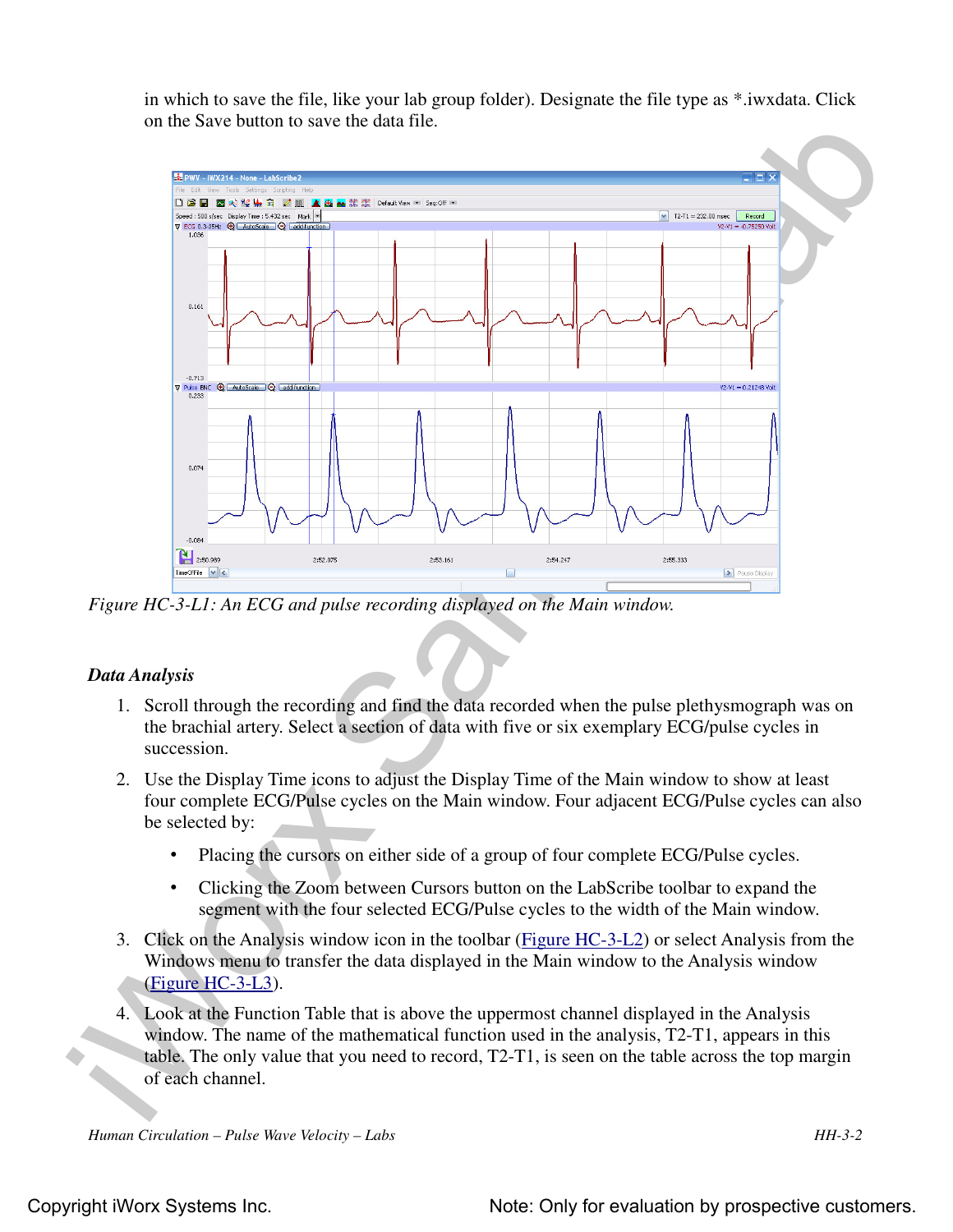in which to save the file, like your lab group folder). Designate the file type as *.iwxdata. Click on the Save button to save the data file.

*Figure HC-3-L1: An ECG and pulse recording displayed on the Main window.*

### *Data Analysis*

1. Scroll through the recording and find the data recorded when the pulse plethysmograph was on the brachial artery. Select a section of data with five or six exemplary ECG/pulse cycles in succession.

2. Use the Display Time icons to adjust the Display Time of the Main window to show at least four complete ECG/Pulse cycles on the Main window. Four adjacent ECG/Pulse cycles can also be selected by:

   - Placing the cursors on either side of a group of four complete ECG/Pulse cycles.

   - Clicking the Zoom between Cursors button on the LabScribe toolbar to expand the segment with the four selected ECG/Pulse cycles to the width of the Main window.

3. Click on the Analysis window icon in the toolbar (Figure HC-3-L2) or select Analysis from the Windows menu to transfer the data displayed in the Main window to the Analysis window (Figure HC-3-L3).

4. Look at the Function Table that is above the uppermost channel displayed in the Analysis window. The name of the mathematical function used in the analysis, T2-T1, appears in this table. The only value that you need to record, T2-T1, is seen on the table across the top margin of each channel.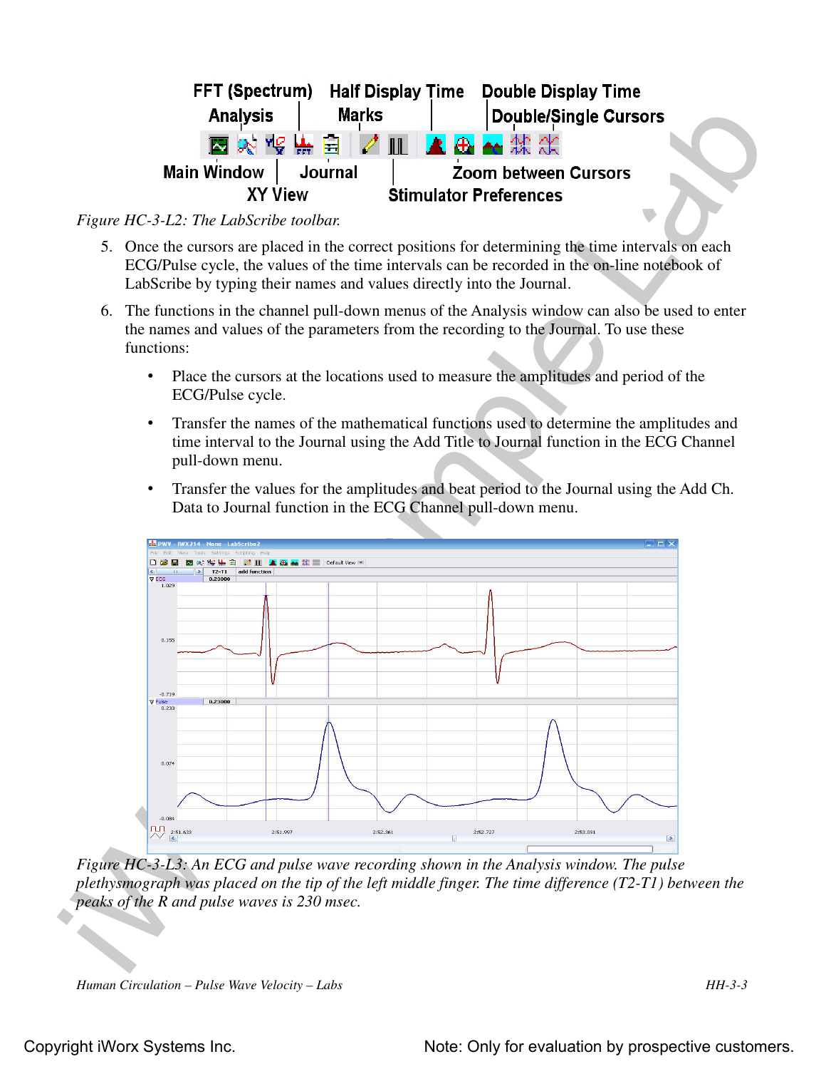*Figure HC-3-L2: The LabScribe toolbar.*

5. Once the cursors are placed in the correct positions for determining the time intervals on each ECG/Pulse cycle, the values of the time intervals can be recorded in the on-line notebook of LabScribe by typing their names and values directly into the Journal.

6. The functions in the channel pull-down menus of the Analysis window can also be used to enter the names and values of the parameters from the recording to the Journal. To use these functions:

   - Place the cursors at the locations used to measure the amplitudes and period of the ECG/Pulse cycle.
   - Transfer the names of the mathematical functions used to determine the amplitudes and time interval to the Journal using the Add Title to Journal function in the ECG Channel pull-down menu.
   - Transfer the values for the amplitudes and beat period to the Journal using the Add Ch. Data to Journal function in the ECG Channel pull-down menu.

*Figure HC-3-L3: An ECG and pulse wave recording shown in the Analysis window. The pulse plethysmograph was placed on the tip of the left middle finger. The time difference (T2-T1) between the peaks of the R and pulse waves is 230 msec.*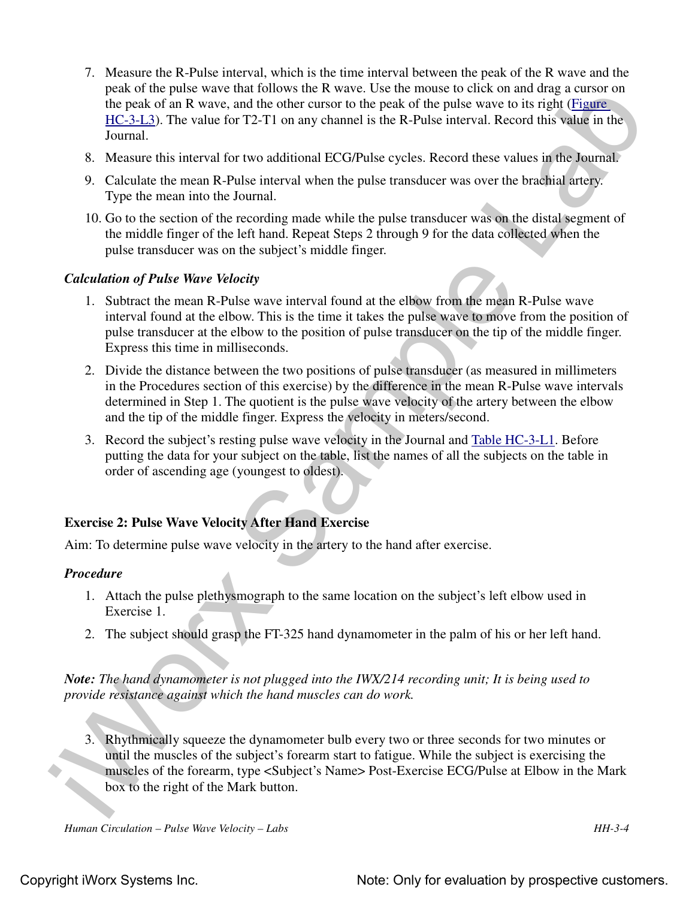7. Measure the R-Pulse interval, which is the time interval between the peak of the R wave and the peak of the pulse wave that follows the R wave. Use the mouse to click on and drag a cursor on the peak of an R wave, and the other cursor to the peak of the pulse wave to its right (Figure HC-3-L3). The value for T2-T1 on any channel is the R-Pulse interval. Record this value in the Journal.
8. Measure this interval for two additional ECG/Pulse cycles. Record these values in the Journal.
9. Calculate the mean R-Pulse interval when the pulse transducer was over the brachial artery. Type the mean into the Journal.
10. Go to the section of the recording made while the pulse transducer was on the distal segment of the middle finger of the left hand. Repeat Steps 2 through 9 for the data collected when the pulse transducer was on the subject's middle finger.

***Calculation of Pulse Wave Velocity***

1. Subtract the mean R-Pulse wave interval found at the elbow from the mean R-Pulse wave interval found at the elbow. This is the time it takes the pulse wave to move from the position of pulse transducer at the elbow to the position of pulse transducer on the tip of the middle finger. Express this time in milliseconds.
2. Divide the distance between the two positions of pulse transducer (as measured in millimeters in the Procedures section of this exercise) by the difference in the mean R-Pulse wave intervals determined in Step 1. The quotient is the pulse wave velocity of the artery between the elbow and the tip of the middle finger. Express the velocity in meters/second.
3. Record the subject's resting pulse wave velocity in the Journal and Table HC-3-L1. Before putting the data for your subject on the table, list the names of all the subjects on the table in order of ascending age (youngest to oldest).

### Exercise 2: Pulse Wave Velocity After Hand Exercise

Aim: To determine pulse wave velocity in the artery to the hand after exercise.

***Procedure***

1. Attach the pulse plethysmograph to the same location on the subject's left elbow used in Exercise 1.
2. The subject should grasp the FT-325 hand dynamometer in the palm of his or her left hand.

***Note:*** *The hand dynamometer is not plugged into the IWX/214 recording unit; It is being used to provide resistance against which the hand muscles can do work.*

3. Rhythmically squeeze the dynamometer bulb every two or three seconds for two minutes or until the muscles of the subject's forearm start to fatigue. While the subject is exercising the muscles of the forearm, type <Subject's Name> Post-Exercise ECG/Pulse at Elbow in the Mark box to the right of the Mark button.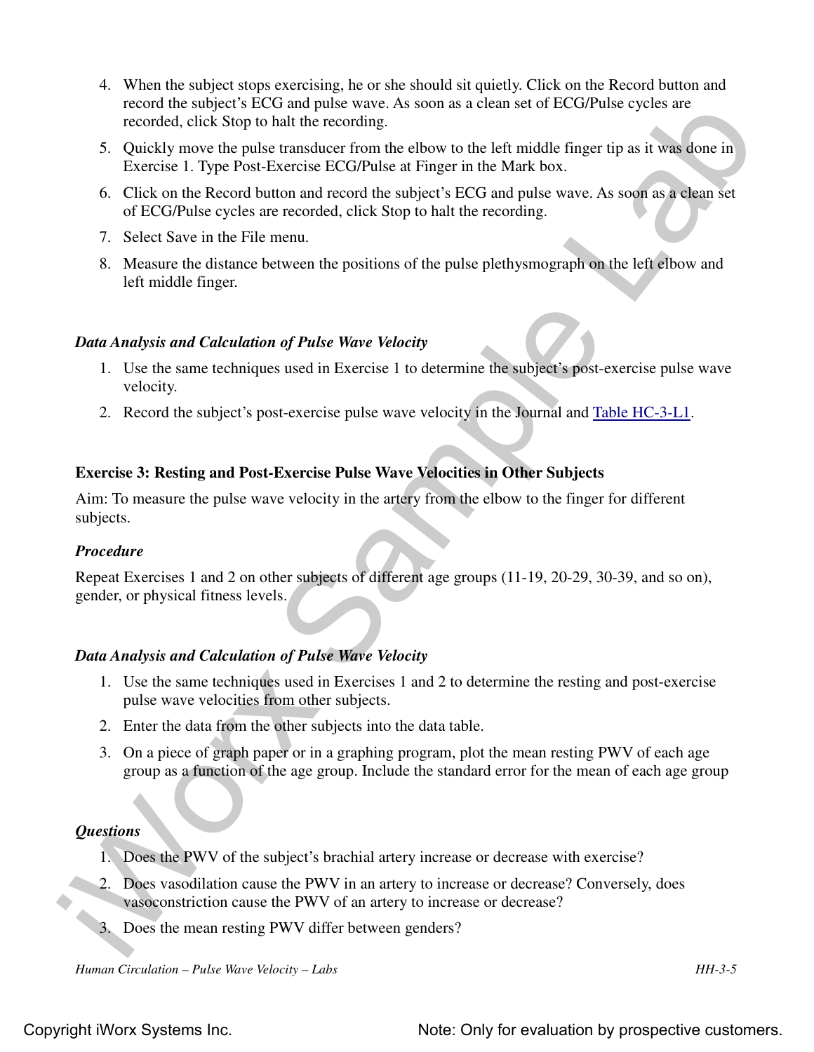4. When the subject stops exercising, he or she should sit quietly. Click on the Record button and record the subject's ECG and pulse wave. As soon as a clean set of ECG/Pulse cycles are recorded, click Stop to halt the recording.
5. Quickly move the pulse transducer from the elbow to the left middle finger tip as it was done in Exercise 1. Type Post-Exercise ECG/Pulse at Finger in the Mark box.
6. Click on the Record button and record the subject's ECG and pulse wave. As soon as a clean set of ECG/Pulse cycles are recorded, click Stop to halt the recording.
7. Select Save in the File menu.
8. Measure the distance between the positions of the pulse plethysmograph on the left elbow and left middle finger.

### *Data Analysis and Calculation of Pulse Wave Velocity*

1. Use the same techniques used in Exercise 1 to determine the subject's post-exercise pulse wave velocity.
2. Record the subject's post-exercise pulse wave velocity in the Journal and Table HC-3-L1.

## Exercise 3: Resting and Post-Exercise Pulse Wave Velocities in Other Subjects

Aim: To measure the pulse wave velocity in the artery from the elbow to the finger for different subjects.

### *Procedure*

Repeat Exercises 1 and 2 on other subjects of different age groups (11-19, 20-29, 30-39, and so on), gender, or physical fitness levels.

### *Data Analysis and Calculation of Pulse Wave Velocity*

1. Use the same techniques used in Exercises 1 and 2 to determine the resting and post-exercise pulse wave velocities from other subjects.
2. Enter the data from the other subjects into the data table.
3. On a piece of graph paper or in a graphing program, plot the mean resting PWV of each age group as a function of the age group. Include the standard error for the mean of each age group

### *Questions*

1. Does the PWV of the subject's brachial artery increase or decrease with exercise?
2. Does vasodilation cause the PWV in an artery to increase or decrease? Conversely, does vasoconstriction cause the PWV of an artery to increase or decrease?
3. Does the mean resting PWV differ between genders?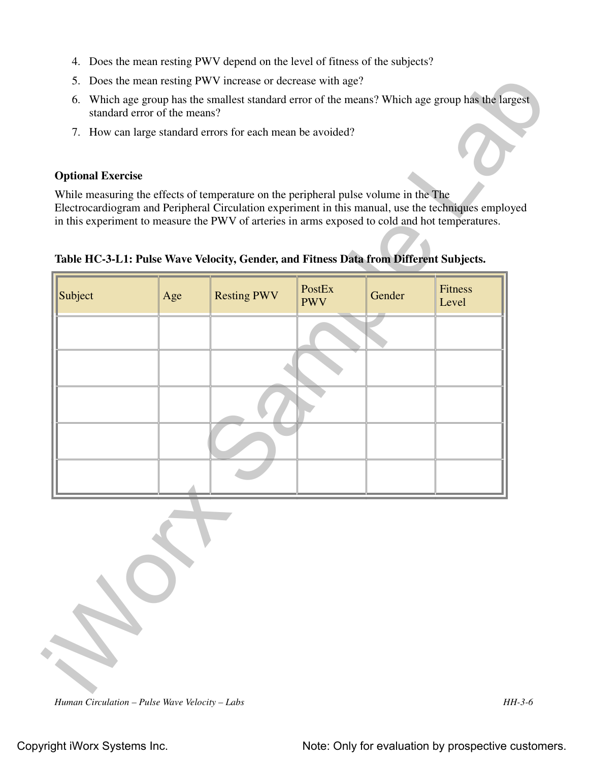4. Does the mean resting PWV depend on the level of fitness of the subjects?
5. Does the mean resting PWV increase or decrease with age?
6. Which age group has the smallest standard error of the means? Which age group has the largest standard error of the means?
7. How can large standard errors for each mean be avoided?

**Optional Exercise**

While measuring the effects of temperature on the peripheral pulse volume in the The Electrocardiogram and Peripheral Circulation experiment in this manual, use the techniques employed in this experiment to measure the PWV of arteries in arms exposed to cold and hot temperatures.

**Table HC-3-L1: Pulse Wave Velocity, Gender, and Fitness Data from Different Subjects.**

| Subject | Age | Resting PWV | PostEx PWV | Gender | Fitness Level |
|---|---|---|---|---|---|
| | | | | | |
| | | | | | |
| | | | | | |
| | | | | | |
| | | | | | |